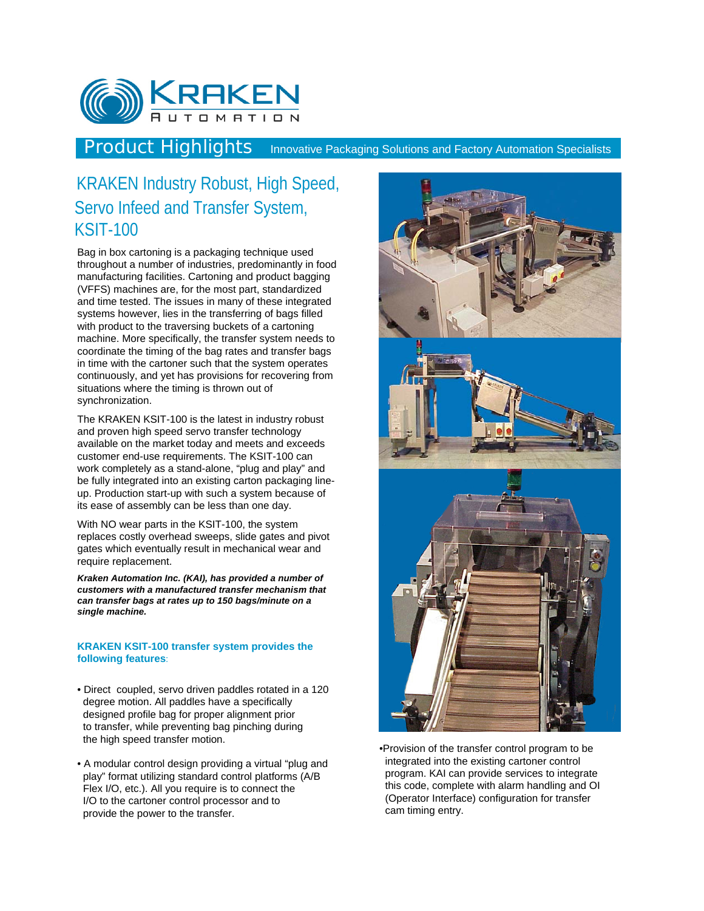# KRAKEN AUTOMATION

## Product Highlights

Innovative Packaging Solutions and Factory Automation Specialists

## KRAKEN Industry Robust, High Speed, Servo Infeed and Transfer System, KSIT-100

Bag in box cartoning is a packaging technique used throughout a number of industries, predominantly in food manufacturing facilities. Cartoning and product bagging (VFFS) machines are, for the most part, standardized and time tested. The issues in many of these integrated systems however, lies in the transferring of bags filled with product to the traversing buckets of a cartoning machine. More specifically, the transfer system needs to coordinate the timing of the bag rates and transfer bags in time with the cartoner such that the system operates continuously, and yet has provisions for recovering from situations where the timing is thrown out of synchronization.

The KRAKEN KSIT-100 is the latest in industry robust and proven high speed servo transfer technology available on the market today and meets and exceeds customer end-use requirements. The KSIT-100 can work completely as a stand-alone, "plug and play" and be fully integrated into an existing carton packaging line-up. Production start-up with such a system because of its ease of assembly can be less than one day.

With NO wear parts in the KSIT-100, the system replaces costly overhead sweeps, slide gates and pivot gates which eventually result in mechanical wear and require replacement.

***Kraken Automation Inc. (KAI), has provided a number of customers with a manufactured transfer mechanism that can transfer bags at rates up to 150 bags/minute on a single machine.***

**KRAKEN KSIT-100 transfer system provides the following features:**

- Direct coupled, servo driven paddles rotated in a 120 degree motion. All paddles have a specifically designed profile bag for proper alignment prior to transfer, while preventing bag pinching during the high speed transfer motion.
- A modular control design providing a virtual "plug and play" format utilizing standard control platforms (A/B Flex I/O, etc.). All you require is to connect the I/O to the cartoner control processor and to provide the power to the transfer.
- Provision of the transfer control program to be integrated into the existing cartoner control program. KAI can provide services to integrate this code, complete with alarm handling and OI (Operator Interface) configuration for transfer cam timing entry.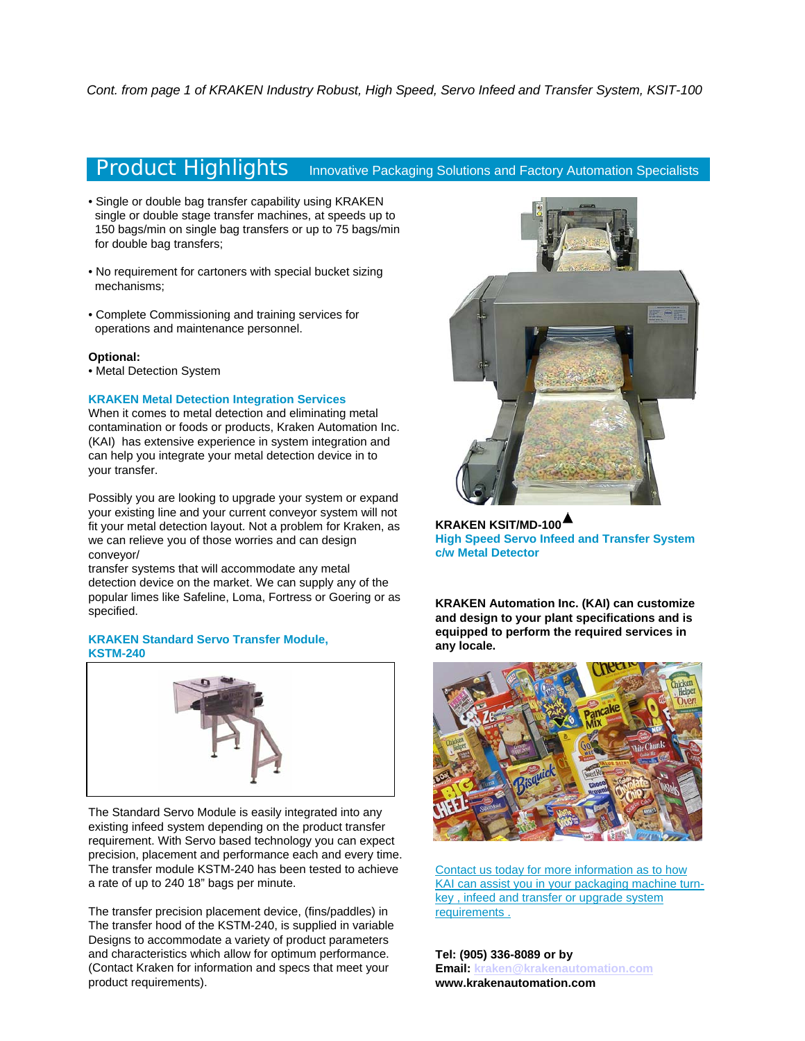*Cont. from page 1 of KRAKEN Industry Robust, High Speed, Servo Infeed and Transfer System, KSIT-100*

## Product Highlights Innovative Packaging Solutions and Factory Automation Specialists

- Single or double bag transfer capability using KRAKEN single or double stage transfer machines, at speeds up to 150 bags/min on single bag transfers or up to 75 bags/min for double bag transfers;
- No requirement for cartoners with special bucket sizing mechanisms;
- Complete Commissioning and training services for operations and maintenance personnel.

**Optional:**
- Metal Detection System

### KRAKEN Metal Detection Integration Services

When it comes to metal detection and eliminating metal contamination or foods or products, Kraken Automation Inc. (KAI) has extensive experience in system integration and can help you integrate your metal detection device in to your transfer.

Possibly you are looking to upgrade your system or expand your existing line and your current conveyor system will not fit your metal detection layout. Not a problem for Kraken, as we can relieve you of those worries and can design conveyor/
transfer systems that will accommodate any metal detection device on the market. We can supply any of the popular limes like Safeline, Loma, Fortress or Goering or as specified.

### KRAKEN Standard Servo Transfer Module, KSTM-240

The Standard Servo Module is easily integrated into any existing infeed system depending on the product transfer requirement. With Servo based technology you can expect precision, placement and performance each and every time. The transfer module KSTM-240 has been tested to achieve a rate of up to 240 18" bags per minute.

The transfer precision placement device, (fins/paddles) in The transfer hood of the KSTM-240, is supplied in variable Designs to accommodate a variety of product parameters and characteristics which allow for optimum performance. (Contact Kraken for information and specs that meet your product requirements).

**KRAKEN KSIT/MD-100▲**
**High Speed Servo Infeed and Transfer System c/w Metal Detector**

**KRAKEN Automation Inc. (KAI) can customize and design to your plant specifications and is equipped to perform the required services in any locale.**

Contact us today for more information as to how KAI can assist you in your packaging machine turn-key , infeed and transfer or upgrade system requirements .

**Tel: (905) 336-8089 or by**
**Email:** kraken@krakenautomation.com
**www.krakenautomation.com**